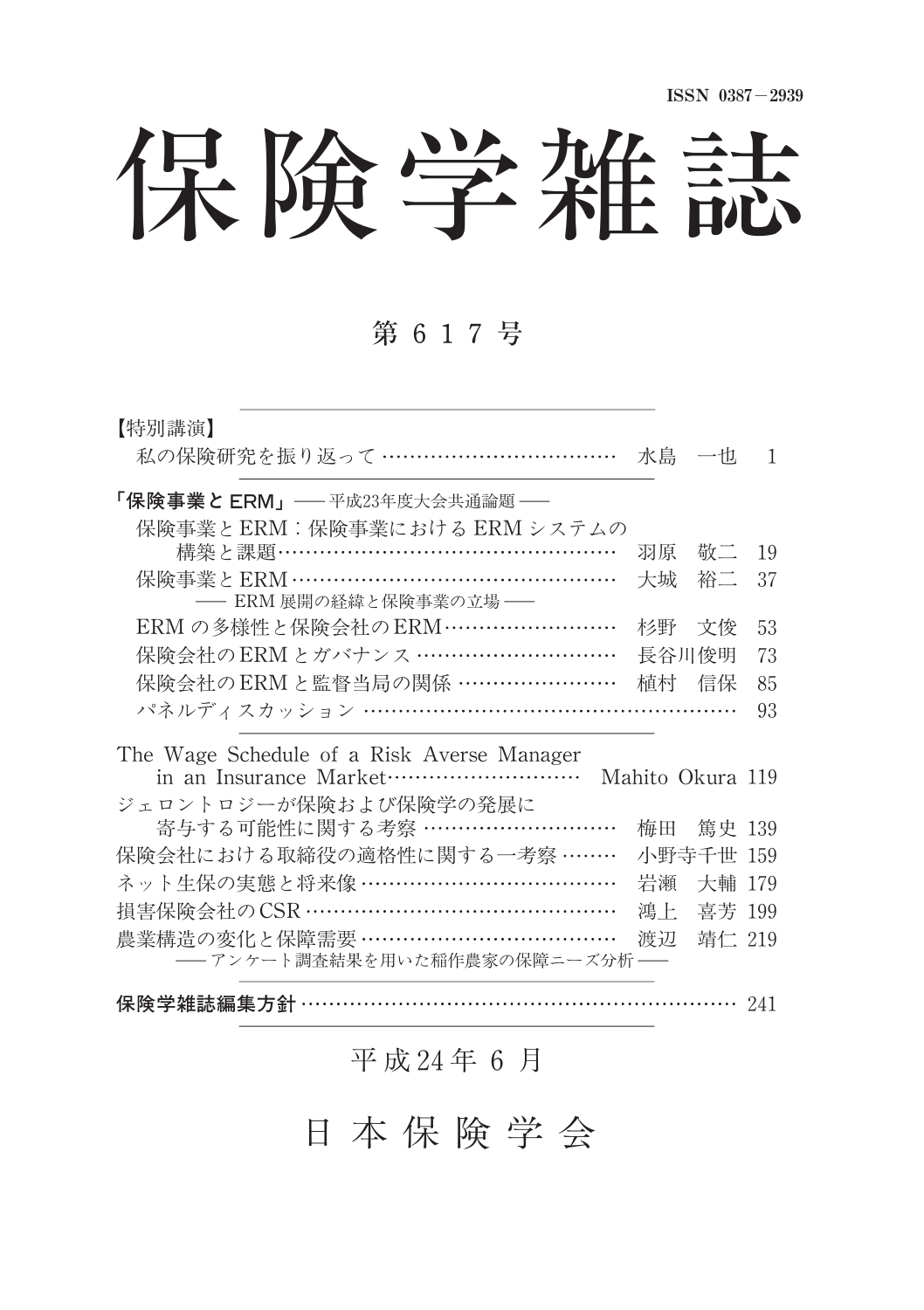ISSN 0387－2939

# 保険学雑誌

## 第 6 1 7 号

【特別講演】

私の保険研究を振り返って ……………………………… 水島 一也 1

**「保険事業と ERM」** ── 平成23年度大会共通論題 ──

保険事業と ERM：保険事業における ERM システムの構築と課題…………………………………………… 羽原 敬二 19

保険事業と ERM ………………………………………… 大城 裕二 37
── ERM 展開の経緯と保険事業の立場 ──

ERM の多様性と保険会社の ERM …………………… 杉野 文俊 53

保険会社の ERM とガバナンス ……………………… 長谷川俊明 73

保険会社の ERM と監督当局の関係 ………………… 植村 信保 85

パネルディスカッション ……………………………………………… 93

The Wage Schedule of a Risk Averse Manager in an Insurance Market……………………… Mahito Okura 119

ジェロントロジーが保険および保険学の発展に寄与する可能性に関する考察 ……………………… 梅田 篤史 139

保険会社における取締役の適格性に関する一考察 ……… 小野寺千世 159

ネット生保の実態と将来像 ……………………………… 岩瀬 大輔 179

損害保険会社の CSR ……………………………………… 鴻上 喜芳 199

農業構造の変化と保障需要 ……………………………… 渡辺 靖仁 219
── アンケート調査結果を用いた稲作農家の保障ニーズ分析 ──

**保険学雑誌編集方針** ………………………………………………………… 241

平成24年 6 月

日 本 保 険 学 会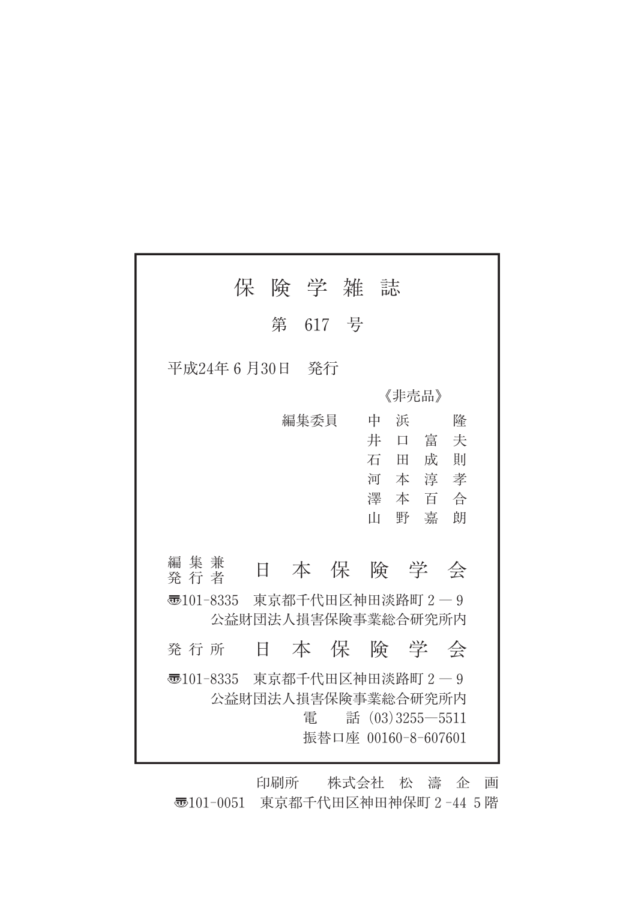# 保険学雑誌

## 第 617 号

平成24年 6 月30日　発行

《非売品》

編集委員　中浜　隆
井口富夫
石田成則
河本淳孝
澤本百合
山野嘉朗

編集兼発行者　日本保険学会

〒101-8335　東京都千代田区神田淡路町 2 — 9
公益財団法人損害保険事業総合研究所内

発行所　日本保険学会

〒101-8335　東京都千代田区神田淡路町 2 — 9
公益財団法人損害保険事業総合研究所内
電　話 (03)3255—5511
振替口座 00160-8-607601

印刷所　株式会社　松濤企画
〒101-0051　東京都千代田区神田神保町 2 -44 5 階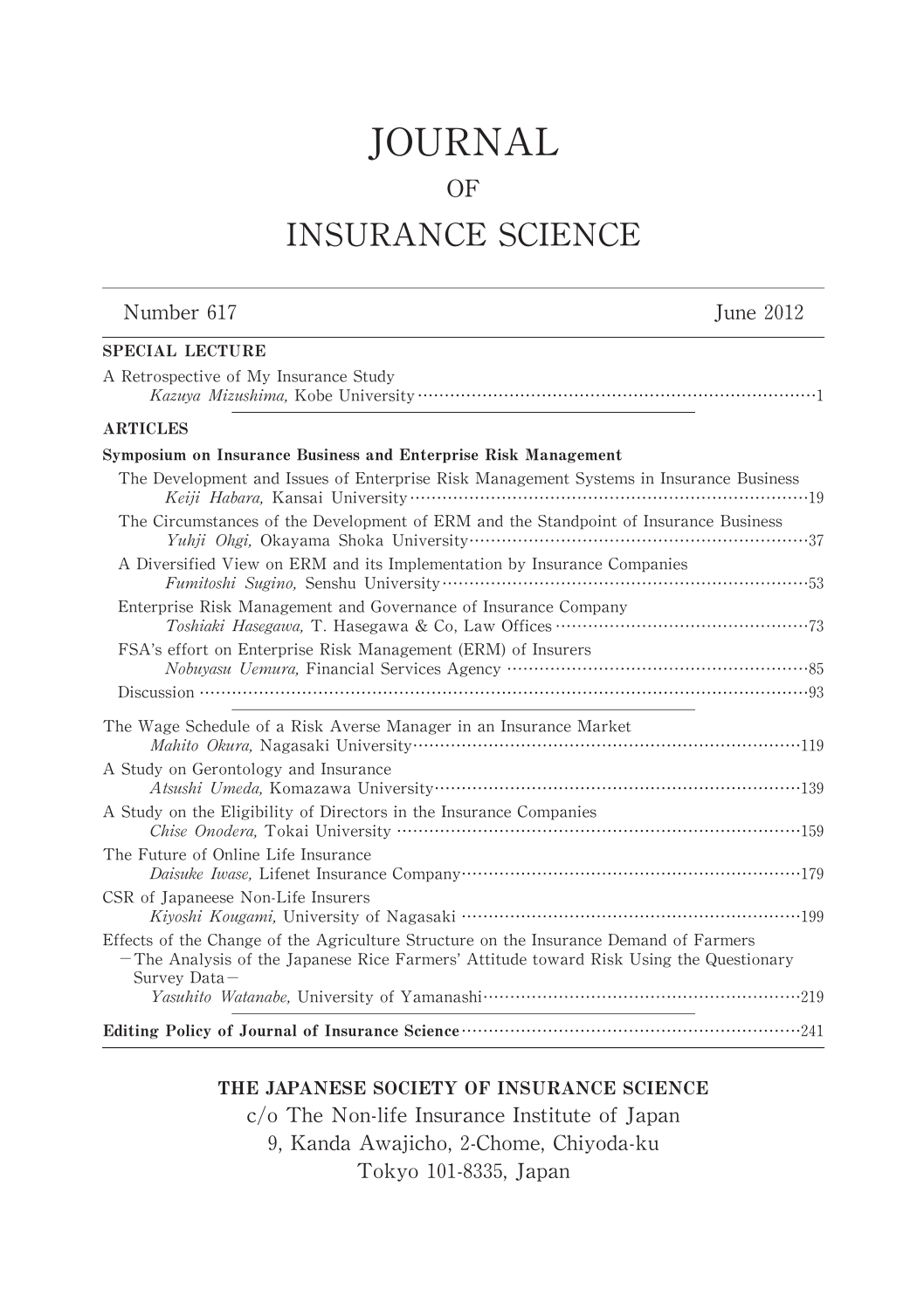# JOURNAL

## OF

# INSURANCE SCIENCE

Number 617 June 2012

**SPECIAL LECTURE**

A Retrospective of My Insurance Study
*Kazuya Mizushima,* Kobe University ··········· 1

**ARTICLES**

**Symposium on Insurance Business and Enterprise Risk Management**

The Development and Issues of Enterprise Risk Management Systems in Insurance Business
*Keiji Habara,* Kansai University ··········· 19

The Circumstances of the Development of ERM and the Standpoint of Insurance Business
*Yuhji Ohgi,* Okayama Shoka University ··········· 37

A Diversified View on ERM and its Implementation by Insurance Companies
*Fumitoshi Sugino,* Senshu University ··········· 53

Enterprise Risk Management and Governance of Insurance Company
*Toshiaki Hasegawa,* T. Hasegawa & Co, Law Offices ··········· 73

FSA's effort on Enterprise Risk Management (ERM) of Insurers
*Nobuyasu Uemura,* Financial Services Agency ··········· 85

Discussion ··········· 93

The Wage Schedule of a Risk Averse Manager in an Insurance Market
*Mahito Okura,* Nagasaki University ··········· 119

A Study on Gerontology and Insurance
*Atsushi Umeda,* Komazawa University ··········· 139

A Study on the Eligibility of Directors in the Insurance Companies
*Chise Onodera,* Tokai University ··········· 159

The Future of Online Life Insurance
*Daisuke Iwase,* Lifenet Insurance Company ··········· 179

CSR of Japaneese Non-Life Insurers
*Kiyoshi Kougami,* University of Nagasaki ··········· 199

Effects of the Change of the Agriculture Structure on the Insurance Demand of Farmers
－The Analysis of the Japanese Rice Farmers' Attitude toward Risk Using the Questionary Survey Data－
*Yasuhito Watanabe,* University of Yamanashi ··········· 219

**Editing Policy of Journal of Insurance Science** ··········· 241

**THE JAPANESE SOCIETY OF INSURANCE SCIENCE**
c/o The Non-life Insurance Institute of Japan
9, Kanda Awajicho, 2-Chome, Chiyoda-ku
Tokyo 101-8335, Japan